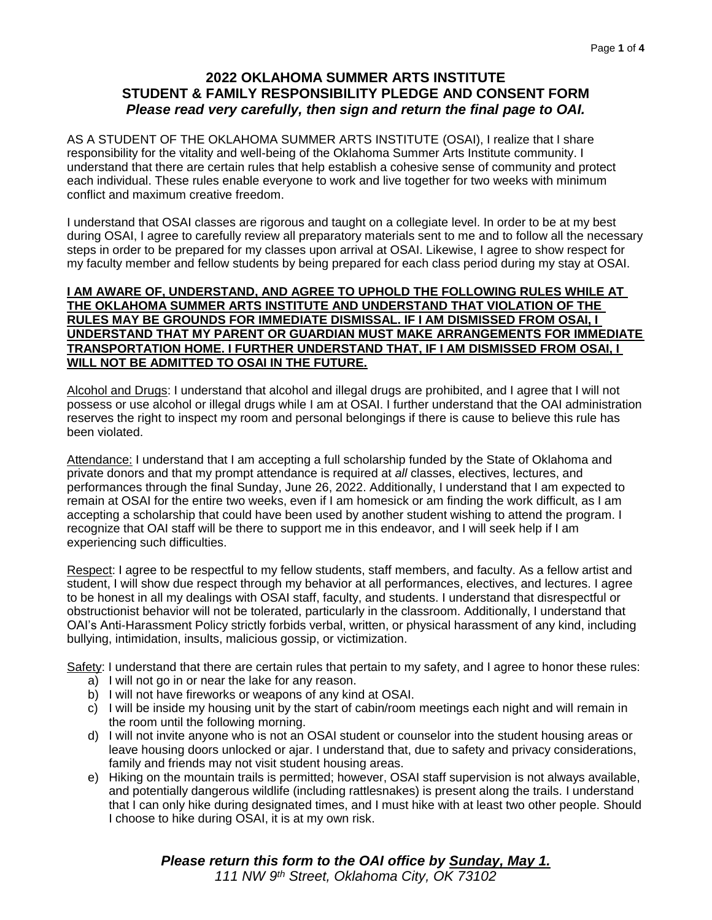# 2022 OKLAHOMA SUMMER ARTS INSTITUTE
# STUDENT & FAMILY RESPONSIBILITY PLEDGE AND CONSENT FORM

***Please read very carefully, then sign and return the final page to OAI.***

AS A STUDENT OF THE OKLAHOMA SUMMER ARTS INSTITUTE (OSAI), I realize that I share responsibility for the vitality and well-being of the Oklahoma Summer Arts Institute community. I understand that there are certain rules that help establish a cohesive sense of community and protect each individual. These rules enable everyone to work and live together for two weeks with minimum conflict and maximum creative freedom.

I understand that OSAI classes are rigorous and taught on a collegiate level. In order to be at my best during OSAI, I agree to carefully review all preparatory materials sent to me and to follow all the necessary steps in order to be prepared for my classes upon arrival at OSAI. Likewise, I agree to show respect for my faculty member and fellow students by being prepared for each class period during my stay at OSAI.

<u>**I AM AWARE OF, UNDERSTAND, AND AGREE TO UPHOLD THE FOLLOWING RULES WHILE AT THE OKLAHOMA SUMMER ARTS INSTITUTE AND UNDERSTAND THAT VIOLATION OF THE RULES MAY BE GROUNDS FOR IMMEDIATE DISMISSAL. IF I AM DISMISSED FROM OSAI, I UNDERSTAND THAT MY PARENT OR GUARDIAN MUST MAKE ARRANGEMENTS FOR IMMEDIATE TRANSPORTATION HOME. I FURTHER UNDERSTAND THAT, IF I AM DISMISSED FROM OSAI, I WILL NOT BE ADMITTED TO OSAI IN THE FUTURE.**</u>

<u>Alcohol and Drugs</u>: I understand that alcohol and illegal drugs are prohibited, and I agree that I will not possess or use alcohol or illegal drugs while I am at OSAI. I further understand that the OAI administration reserves the right to inspect my room and personal belongings if there is cause to believe this rule has been violated.

<u>Attendance:</u> I understand that I am accepting a full scholarship funded by the State of Oklahoma and private donors and that my prompt attendance is required at *all* classes, electives, lectures, and performances through the final Sunday, June 26, 2022. Additionally, I understand that I am expected to remain at OSAI for the entire two weeks, even if I am homesick or am finding the work difficult, as I am accepting a scholarship that could have been used by another student wishing to attend the program. I recognize that OAI staff will be there to support me in this endeavor, and I will seek help if I am experiencing such difficulties.

<u>Respect</u>: I agree to be respectful to my fellow students, staff members, and faculty. As a fellow artist and student, I will show due respect through my behavior at all performances, electives, and lectures. I agree to be honest in all my dealings with OSAI staff, faculty, and students. I understand that disrespectful or obstructionist behavior will not be tolerated, particularly in the classroom. Additionally, I understand that OAI's Anti-Harassment Policy strictly forbids verbal, written, or physical harassment of any kind, including bullying, intimidation, insults, malicious gossip, or victimization.

<u>Safety</u>: I understand that there are certain rules that pertain to my safety, and I agree to honor these rules:

a) I will not go in or near the lake for any reason.
b) I will not have fireworks or weapons of any kind at OSAI.
c) I will be inside my housing unit by the start of cabin/room meetings each night and will remain in the room until the following morning.
d) I will not invite anyone who is not an OSAI student or counselor into the student housing areas or leave housing doors unlocked or ajar. I understand that, due to safety and privacy considerations, family and friends may not visit student housing areas.
e) Hiking on the mountain trails is permitted; however, OSAI staff supervision is not always available, and potentially dangerous wildlife (including rattlesnakes) is present along the trails. I understand that I can only hike during designated times, and I must hike with at least two other people. Should I choose to hike during OSAI, it is at my own risk.

***Please return this form to the OAI office by <u>Sunday, May 1.</u>***

*111 NW 9th Street, Oklahoma City, OK 73102*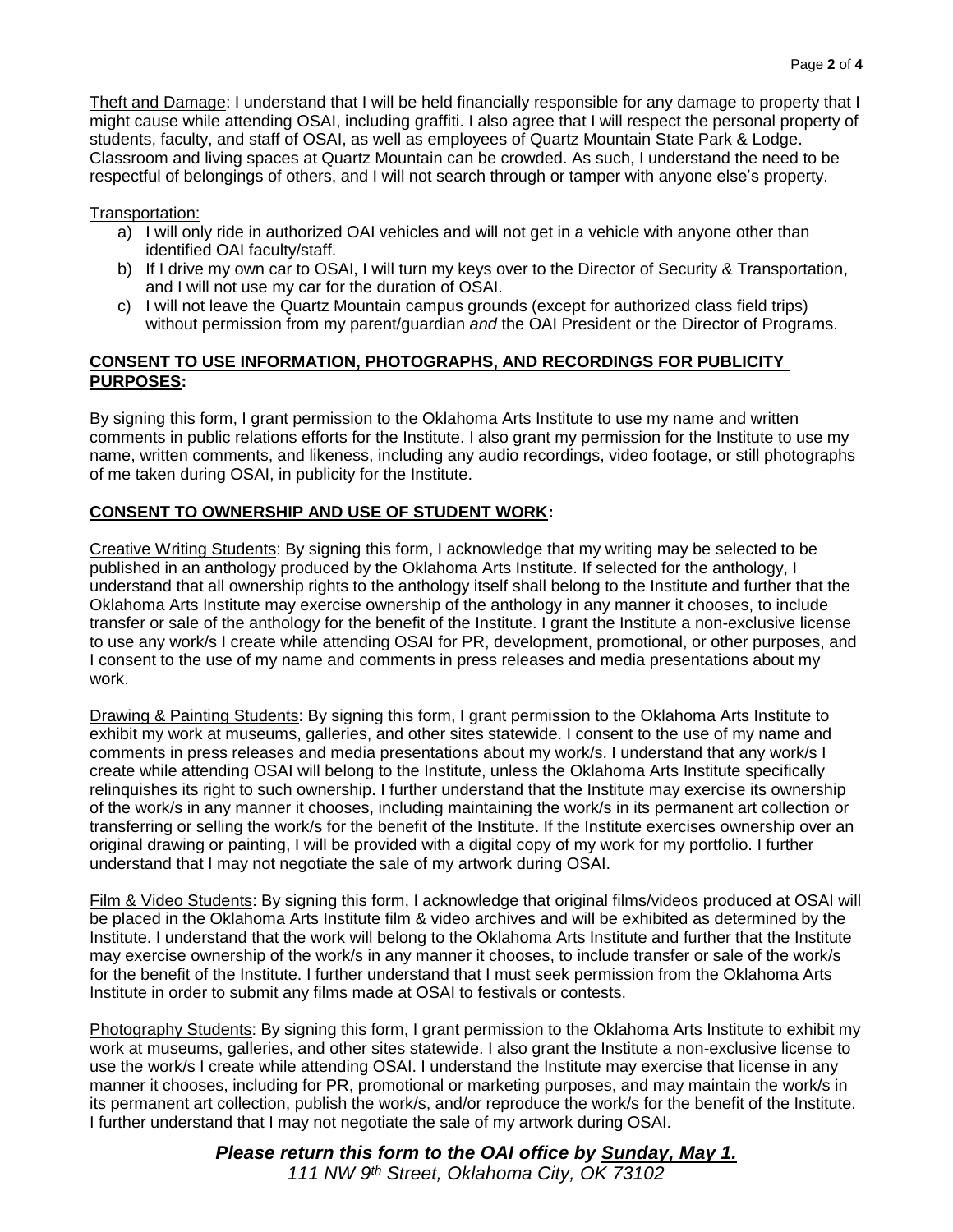Theft and Damage: I understand that I will be held financially responsible for any damage to property that I might cause while attending OSAI, including graffiti. I also agree that I will respect the personal property of students, faculty, and staff of OSAI, as well as employees of Quartz Mountain State Park & Lodge. Classroom and living spaces at Quartz Mountain can be crowded. As such, I understand the need to be respectful of belongings of others, and I will not search through or tamper with anyone else's property.

Transportation:

a) I will only ride in authorized OAI vehicles and will not get in a vehicle with anyone other than identified OAI faculty/staff.
b) If I drive my own car to OSAI, I will turn my keys over to the Director of Security & Transportation, and I will not use my car for the duration of OSAI.
c) I will not leave the Quartz Mountain campus grounds (except for authorized class field trips) without permission from my parent/guardian *and* the OAI President or the Director of Programs.

**CONSENT TO USE INFORMATION, PHOTOGRAPHS, AND RECORDINGS FOR PUBLICITY PURPOSES:**

By signing this form, I grant permission to the Oklahoma Arts Institute to use my name and written comments in public relations efforts for the Institute. I also grant my permission for the Institute to use my name, written comments, and likeness, including any audio recordings, video footage, or still photographs of me taken during OSAI, in publicity for the Institute.

**CONSENT TO OWNERSHIP AND USE OF STUDENT WORK:**

Creative Writing Students: By signing this form, I acknowledge that my writing may be selected to be published in an anthology produced by the Oklahoma Arts Institute. If selected for the anthology, I understand that all ownership rights to the anthology itself shall belong to the Institute and further that the Oklahoma Arts Institute may exercise ownership of the anthology in any manner it chooses, to include transfer or sale of the anthology for the benefit of the Institute. I grant the Institute a non-exclusive license to use any work/s I create while attending OSAI for PR, development, promotional, or other purposes, and I consent to the use of my name and comments in press releases and media presentations about my work.

Drawing & Painting Students: By signing this form, I grant permission to the Oklahoma Arts Institute to exhibit my work at museums, galleries, and other sites statewide. I consent to the use of my name and comments in press releases and media presentations about my work/s. I understand that any work/s I create while attending OSAI will belong to the Institute, unless the Oklahoma Arts Institute specifically relinquishes its right to such ownership. I further understand that the Institute may exercise its ownership of the work/s in any manner it chooses, including maintaining the work/s in its permanent art collection or transferring or selling the work/s for the benefit of the Institute. If the Institute exercises ownership over an original drawing or painting, I will be provided with a digital copy of my work for my portfolio. I further understand that I may not negotiate the sale of my artwork during OSAI.

Film & Video Students: By signing this form, I acknowledge that original films/videos produced at OSAI will be placed in the Oklahoma Arts Institute film & video archives and will be exhibited as determined by the Institute. I understand that the work will belong to the Oklahoma Arts Institute and further that the Institute may exercise ownership of the work/s in any manner it chooses, to include transfer or sale of the work/s for the benefit of the Institute. I further understand that I must seek permission from the Oklahoma Arts Institute in order to submit any films made at OSAI to festivals or contests.

Photography Students: By signing this form, I grant permission to the Oklahoma Arts Institute to exhibit my work at museums, galleries, and other sites statewide. I also grant the Institute a non-exclusive license to use the work/s I create while attending OSAI. I understand the Institute may exercise that license in any manner it chooses, including for PR, promotional or marketing purposes, and may maintain the work/s in its permanent art collection, publish the work/s, and/or reproduce the work/s for the benefit of the Institute. I further understand that I may not negotiate the sale of my artwork during OSAI.

***Please return this form to the OAI office by Sunday, May 1.***
*111 NW 9th Street, Oklahoma City, OK 73102*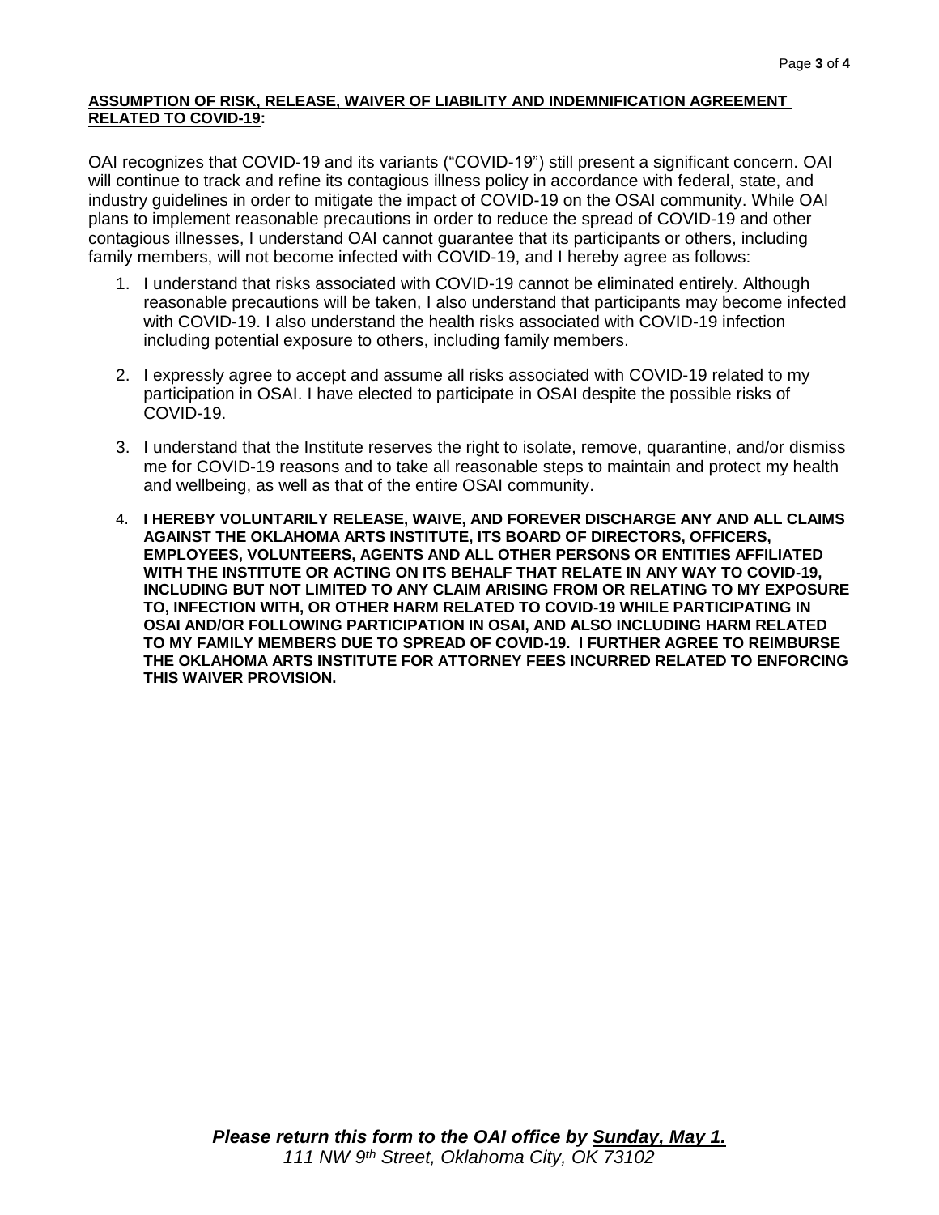**ASSUMPTION OF RISK, RELEASE, WAIVER OF LIABILITY AND INDEMNIFICATION AGREEMENT RELATED TO COVID-19:**

OAI recognizes that COVID-19 and its variants ("COVID-19") still present a significant concern. OAI will continue to track and refine its contagious illness policy in accordance with federal, state, and industry guidelines in order to mitigate the impact of COVID-19 on the OSAI community. While OAI plans to implement reasonable precautions in order to reduce the spread of COVID-19 and other contagious illnesses, I understand OAI cannot guarantee that its participants or others, including family members, will not become infected with COVID-19, and I hereby agree as follows:

1. I understand that risks associated with COVID-19 cannot be eliminated entirely. Although reasonable precautions will be taken, I also understand that participants may become infected with COVID-19. I also understand the health risks associated with COVID-19 infection including potential exposure to others, including family members.

2. I expressly agree to accept and assume all risks associated with COVID-19 related to my participation in OSAI. I have elected to participate in OSAI despite the possible risks of COVID-19.

3. I understand that the Institute reserves the right to isolate, remove, quarantine, and/or dismiss me for COVID-19 reasons and to take all reasonable steps to maintain and protect my health and wellbeing, as well as that of the entire OSAI community.

4. **I HEREBY VOLUNTARILY RELEASE, WAIVE, AND FOREVER DISCHARGE ANY AND ALL CLAIMS AGAINST THE OKLAHOMA ARTS INSTITUTE, ITS BOARD OF DIRECTORS, OFFICERS, EMPLOYEES, VOLUNTEERS, AGENTS AND ALL OTHER PERSONS OR ENTITIES AFFILIATED WITH THE INSTITUTE OR ACTING ON ITS BEHALF THAT RELATE IN ANY WAY TO COVID-19, INCLUDING BUT NOT LIMITED TO ANY CLAIM ARISING FROM OR RELATING TO MY EXPOSURE TO, INFECTION WITH, OR OTHER HARM RELATED TO COVID-19 WHILE PARTICIPATING IN OSAI AND/OR FOLLOWING PARTICIPATION IN OSAI, AND ALSO INCLUDING HARM RELATED TO MY FAMILY MEMBERS DUE TO SPREAD OF COVID-19. I FURTHER AGREE TO REIMBURSE THE OKLAHOMA ARTS INSTITUTE FOR ATTORNEY FEES INCURRED RELATED TO ENFORCING THIS WAIVER PROVISION.**

***Please return this form to the OAI office by Sunday, May 1.***
*111 NW 9th Street, Oklahoma City, OK 73102*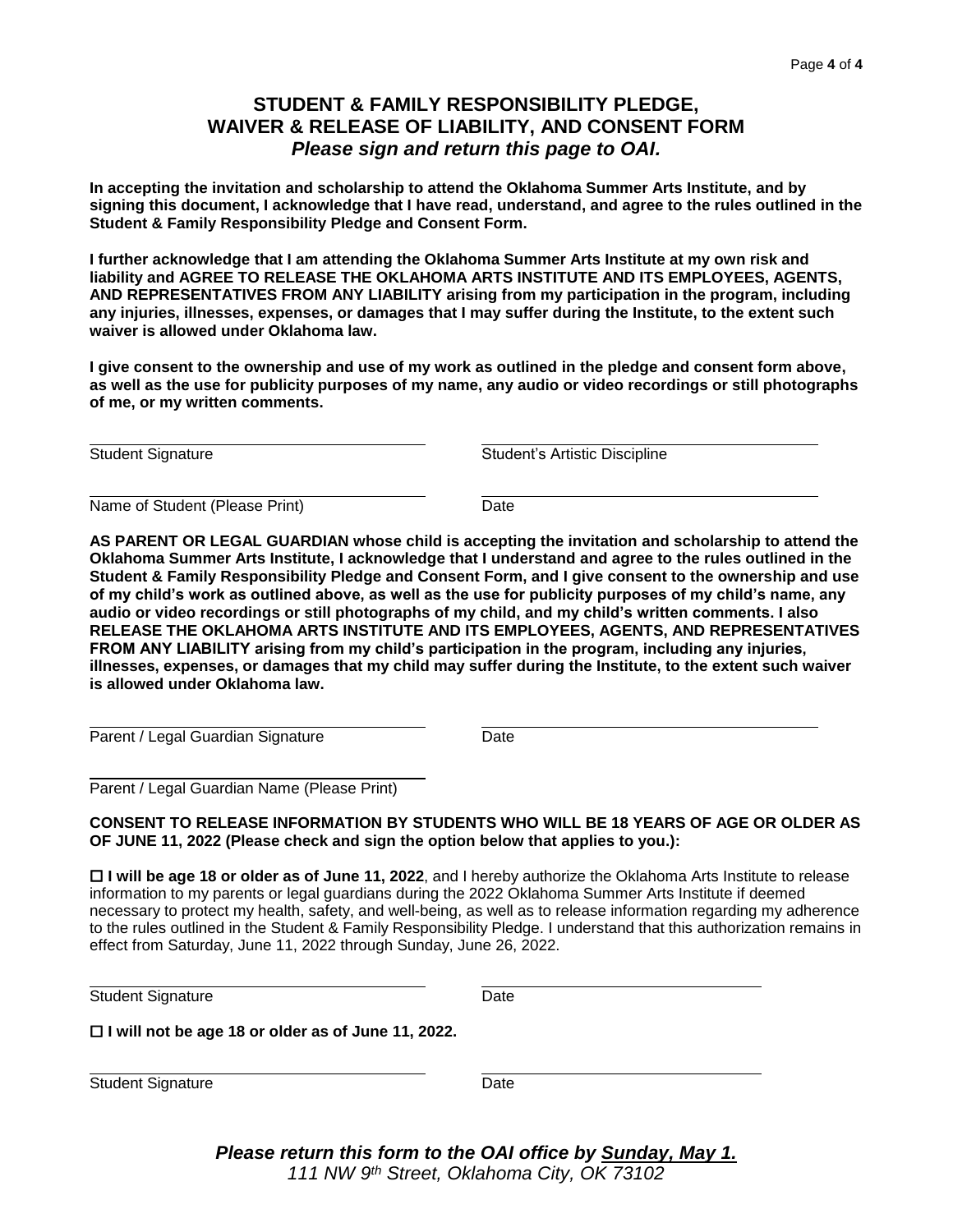## STUDENT & FAMILY RESPONSIBILITY PLEDGE, WAIVER & RELEASE OF LIABILITY, AND CONSENT FORM

***Please sign and return this page to OAI.***

**In accepting the invitation and scholarship to attend the Oklahoma Summer Arts Institute, and by signing this document, I acknowledge that I have read, understand, and agree to the rules outlined in the Student & Family Responsibility Pledge and Consent Form.**

**I further acknowledge that I am attending the Oklahoma Summer Arts Institute at my own risk and liability and AGREE TO RELEASE THE OKLAHOMA ARTS INSTITUTE AND ITS EMPLOYEES, AGENTS, AND REPRESENTATIVES FROM ANY LIABILITY arising from my participation in the program, including any injuries, illnesses, expenses, or damages that I may suffer during the Institute, to the extent such waiver is allowed under Oklahoma law.**

**I give consent to the ownership and use of my work as outlined in the pledge and consent form above, as well as the use for publicity purposes of my name, any audio or video recordings or still photographs of me, or my written comments.**

| | |
|---|---|
| Student Signature | Student's Artistic Discipline |
| Name of Student (Please Print) | Date |

**AS PARENT OR LEGAL GUARDIAN whose child is accepting the invitation and scholarship to attend the Oklahoma Summer Arts Institute, I acknowledge that I understand and agree to the rules outlined in the Student & Family Responsibility Pledge and Consent Form, and I give consent to the ownership and use of my child's work as outlined above, as well as the use for publicity purposes of my child's name, any audio or video recordings or still photographs of my child, and my child's written comments. I also RELEASE THE OKLAHOMA ARTS INSTITUTE AND ITS EMPLOYEES, AGENTS, AND REPRESENTATIVES FROM ANY LIABILITY arising from my child's participation in the program, including any injuries, illnesses, expenses, or damages that my child may suffer during the Institute, to the extent such waiver is allowed under Oklahoma law.**

| | |
|---|---|
| Parent / Legal Guardian Signature | Date |
| Parent / Legal Guardian Name (Please Print) | |

**CONSENT TO RELEASE INFORMATION BY STUDENTS WHO WILL BE 18 YEARS OF AGE OR OLDER AS OF JUNE 11, 2022 (Please check and sign the option below that applies to you.):**

☐ **I will be age 18 or older as of June 11, 2022**, and I hereby authorize the Oklahoma Arts Institute to release information to my parents or legal guardians during the 2022 Oklahoma Summer Arts Institute if deemed necessary to protect my health, safety, and well-being, as well as to release information regarding my adherence to the rules outlined in the Student & Family Responsibility Pledge. I understand that this authorization remains in effect from Saturday, June 11, 2022 through Sunday, June 26, 2022.

| | |
|---|---|
| Student Signature | Date |

☐ **I will not be age 18 or older as of June 11, 2022.**

| | |
|---|---|
| Student Signature | Date |

***Please return this form to the OAI office by <u>Sunday, May 1.</u>***

*111 NW 9th Street, Oklahoma City, OK 73102*